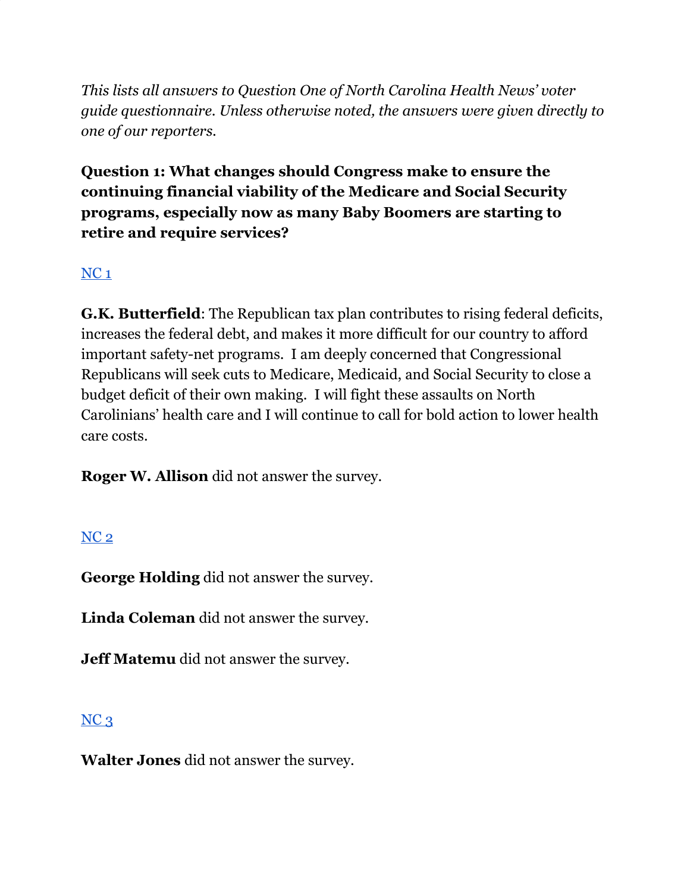*This lists all answers to Question One of North Carolina Health News' voter guide questionnaire. Unless otherwise noted, the answers were given directly to one of our reporters.*

**Question 1: What changes should Congress make to ensure the continuing financial viability of the Medicare and Social Security programs, especially now as many Baby Boomers are starting to retire and require services?**

## NC 1

**G.K. Butterfield**: The Republican tax plan contributes to rising federal deficits, increases the federal debt, and makes it more difficult for our country to afford important safety-net programs. I am deeply concerned that Congressional Republicans will seek cuts to Medicare, Medicaid, and Social Security to close a budget deficit of their own making. I will fight these assaults on North Carolinians' health care and I will continue to call for bold action to lower health care costs.

**Roger W. Allison** did not answer the survey.

## NC 2

**George Holding** did not answer the survey.

**Linda Coleman** did not answer the survey.

**Jeff Matemu** did not answer the survey.

## NC 3

**Walter Jones** did not answer the survey.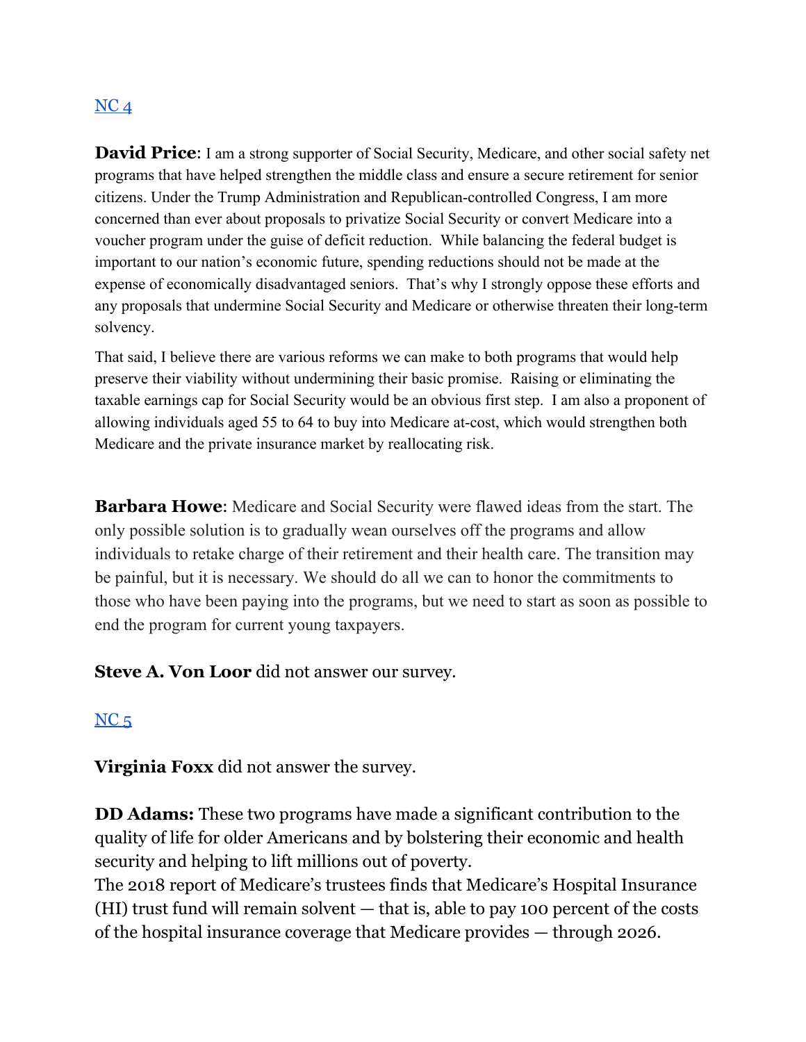[NC 4]

**David Price**: I am a strong supporter of Social Security, Medicare, and other social safety net programs that have helped strengthen the middle class and ensure a secure retirement for senior citizens. Under the Trump Administration and Republican-controlled Congress, I am more concerned than ever about proposals to privatize Social Security or convert Medicare into a voucher program under the guise of deficit reduction. While balancing the federal budget is important to our nation's economic future, spending reductions should not be made at the expense of economically disadvantaged seniors. That's why I strongly oppose these efforts and any proposals that undermine Social Security and Medicare or otherwise threaten their long-term solvency.

That said, I believe there are various reforms we can make to both programs that would help preserve their viability without undermining their basic promise. Raising or eliminating the taxable earnings cap for Social Security would be an obvious first step. I am also a proponent of allowing individuals aged 55 to 64 to buy into Medicare at-cost, which would strengthen both Medicare and the private insurance market by reallocating risk.

**Barbara Howe**: Medicare and Social Security were flawed ideas from the start. The only possible solution is to gradually wean ourselves off the programs and allow individuals to retake charge of their retirement and their health care. The transition may be painful, but it is necessary. We should do all we can to honor the commitments to those who have been paying into the programs, but we need to start as soon as possible to end the program for current young taxpayers.

**Steve A. Von Loor** did not answer our survey.

[NC 5]

**Virginia Foxx** did not answer the survey.

**DD Adams:** These two programs have made a significant contribution to the quality of life for older Americans and by bolstering their economic and health security and helping to lift millions out of poverty.
The 2018 report of Medicare's trustees finds that Medicare's Hospital Insurance (HI) trust fund will remain solvent — that is, able to pay 100 percent of the costs of the hospital insurance coverage that Medicare provides — through 2026.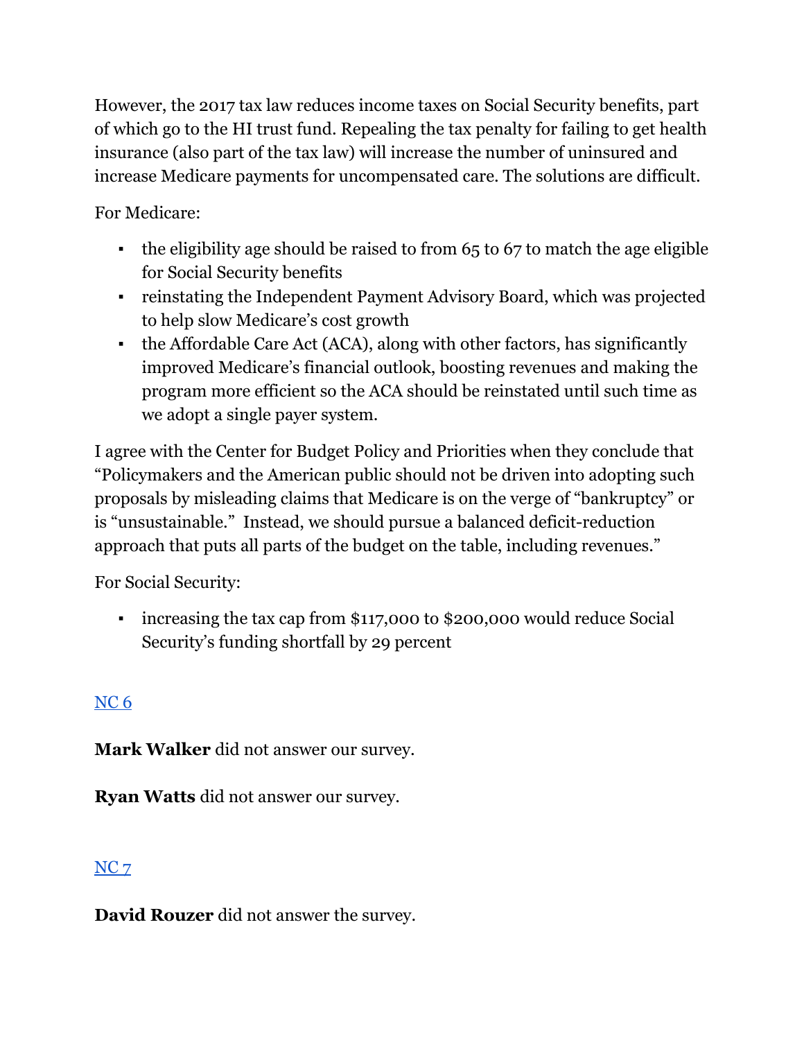However, the 2017 tax law reduces income taxes on Social Security benefits, part of which go to the HI trust fund. Repealing the tax penalty for failing to get health insurance (also part of the tax law) will increase the number of uninsured and increase Medicare payments for uncompensated care. The solutions are difficult.

For Medicare:

- the eligibility age should be raised to from 65 to 67 to match the age eligible for Social Security benefits
- reinstating the Independent Payment Advisory Board, which was projected to help slow Medicare's cost growth
- the Affordable Care Act (ACA), along with other factors, has significantly improved Medicare's financial outlook, boosting revenues and making the program more efficient so the ACA should be reinstated until such time as we adopt a single payer system.

I agree with the Center for Budget Policy and Priorities when they conclude that "Policymakers and the American public should not be driven into adopting such proposals by misleading claims that Medicare is on the verge of "bankruptcy" or is "unsustainable." Instead, we should pursue a balanced deficit-reduction approach that puts all parts of the budget on the table, including revenues."

For Social Security:

- increasing the tax cap from $117,000 to $200,000 would reduce Social Security's funding shortfall by 29 percent

## NC 6

**Mark Walker** did not answer our survey.

**Ryan Watts** did not answer our survey.

## NC 7

**David Rouzer** did not answer the survey.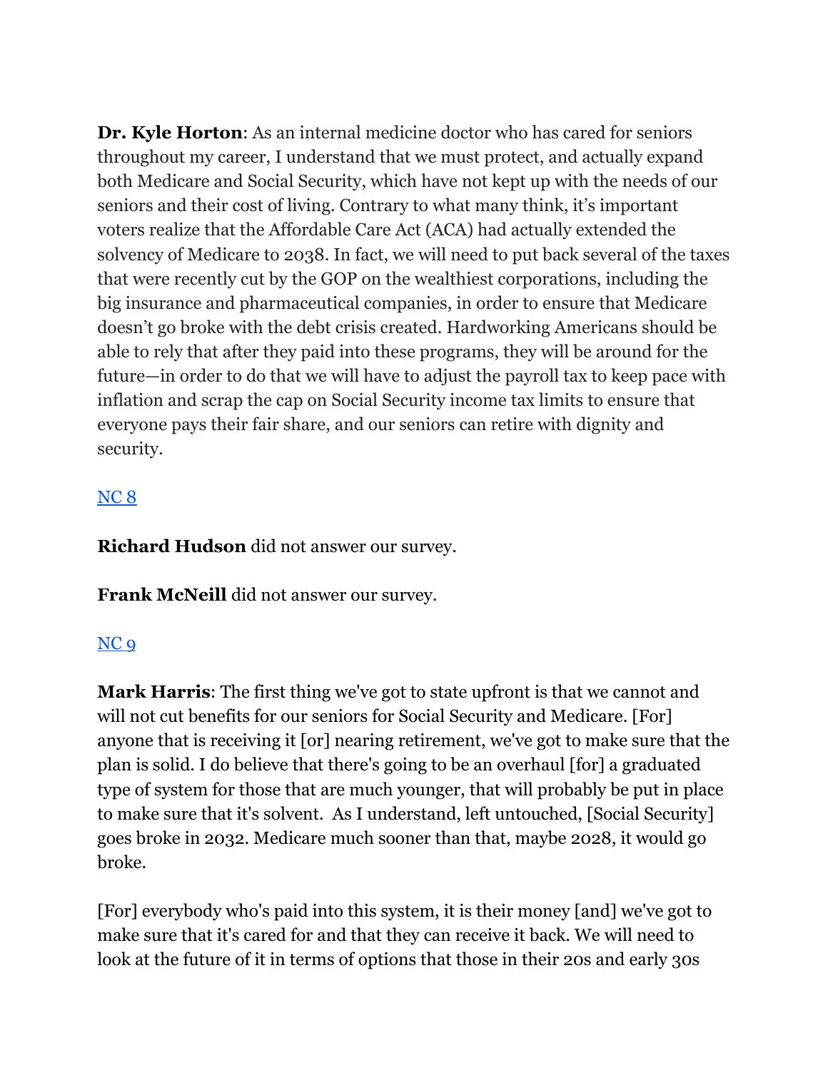**Dr. Kyle Horton**: As an internal medicine doctor who has cared for seniors throughout my career, I understand that we must protect, and actually expand both Medicare and Social Security, which have not kept up with the needs of our seniors and their cost of living. Contrary to what many think, it's important voters realize that the Affordable Care Act (ACA) had actually extended the solvency of Medicare to 2038. In fact, we will need to put back several of the taxes that were recently cut by the GOP on the wealthiest corporations, including the big insurance and pharmaceutical companies, in order to ensure that Medicare doesn't go broke with the debt crisis created. Hardworking Americans should be able to rely that after they paid into these programs, they will be around for the future—in order to do that we will have to adjust the payroll tax to keep pace with inflation and scrap the cap on Social Security income tax limits to ensure that everyone pays their fair share, and our seniors can retire with dignity and security.

NC 8

**Richard Hudson** did not answer our survey.

**Frank McNeill** did not answer our survey.

NC 9

**Mark Harris**: The first thing we've got to state upfront is that we cannot and will not cut benefits for our seniors for Social Security and Medicare. [For] anyone that is receiving it [or] nearing retirement, we've got to make sure that the plan is solid. I do believe that there's going to be an overhaul [for] a graduated type of system for those that are much younger, that will probably be put in place to make sure that it's solvent. As I understand, left untouched, [Social Security] goes broke in 2032. Medicare much sooner than that, maybe 2028, it would go broke.

[For] everybody who's paid into this system, it is their money [and] we've got to make sure that it's cared for and that they can receive it back. We will need to look at the future of it in terms of options that those in their 20s and early 30s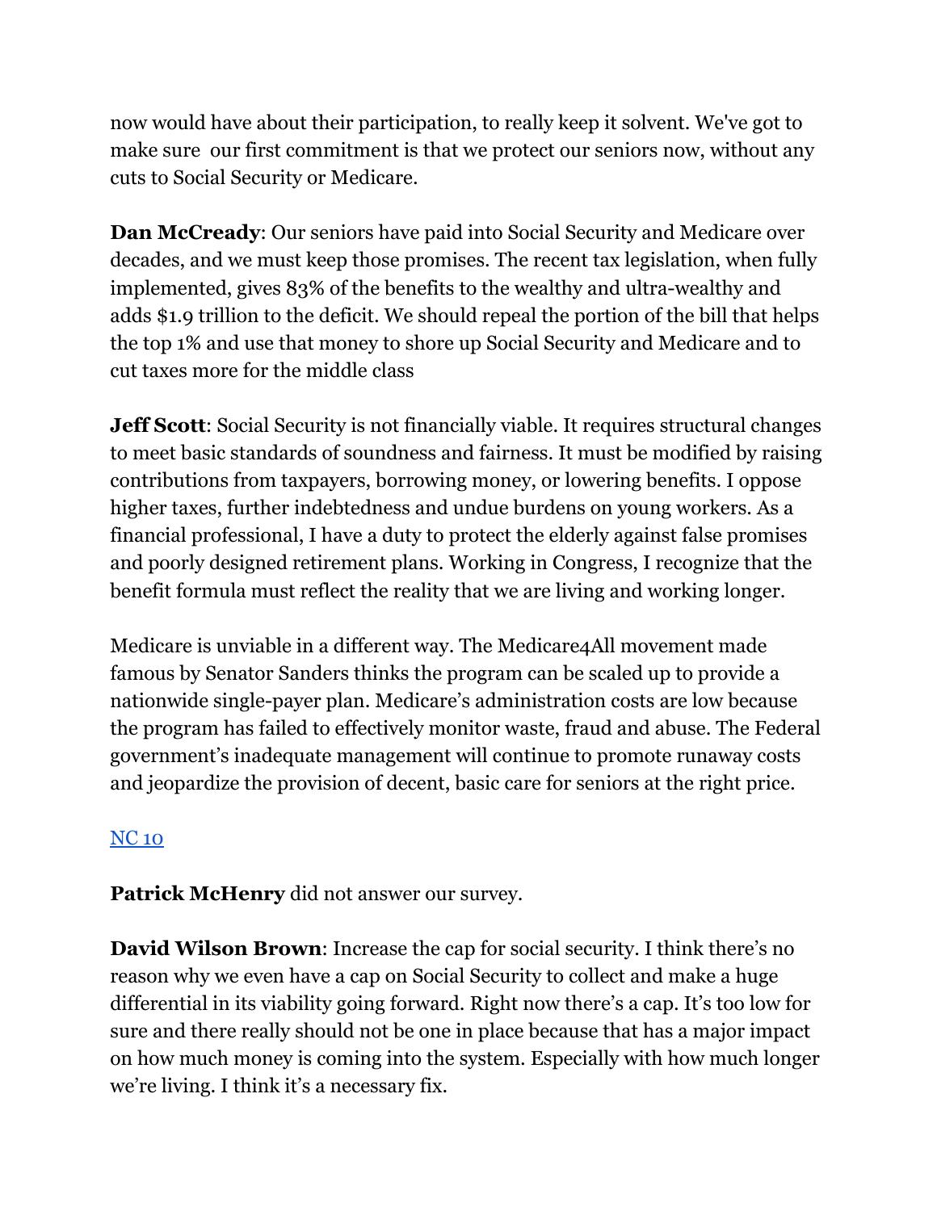now would have about their participation, to really keep it solvent. We've got to make sure our first commitment is that we protect our seniors now, without any cuts to Social Security or Medicare.

**Dan McCready**: Our seniors have paid into Social Security and Medicare over decades, and we must keep those promises. The recent tax legislation, when fully implemented, gives 83% of the benefits to the wealthy and ultra-wealthy and adds $1.9 trillion to the deficit. We should repeal the portion of the bill that helps the top 1% and use that money to shore up Social Security and Medicare and to cut taxes more for the middle class

**Jeff Scott**: Social Security is not financially viable. It requires structural changes to meet basic standards of soundness and fairness. It must be modified by raising contributions from taxpayers, borrowing money, or lowering benefits. I oppose higher taxes, further indebtedness and undue burdens on young workers. As a financial professional, I have a duty to protect the elderly against false promises and poorly designed retirement plans. Working in Congress, I recognize that the benefit formula must reflect the reality that we are living and working longer.

Medicare is unviable in a different way. The Medicare4All movement made famous by Senator Sanders thinks the program can be scaled up to provide a nationwide single-payer plan. Medicare's administration costs are low because the program has failed to effectively monitor waste, fraud and abuse. The Federal government's inadequate management will continue to promote runaway costs and jeopardize the provision of decent, basic care for seniors at the right price.

NC 10

**Patrick McHenry** did not answer our survey.

**David Wilson Brown**: Increase the cap for social security. I think there's no reason why we even have a cap on Social Security to collect and make a huge differential in its viability going forward. Right now there's a cap. It's too low for sure and there really should not be one in place because that has a major impact on how much money is coming into the system. Especially with how much longer we're living. I think it's a necessary fix.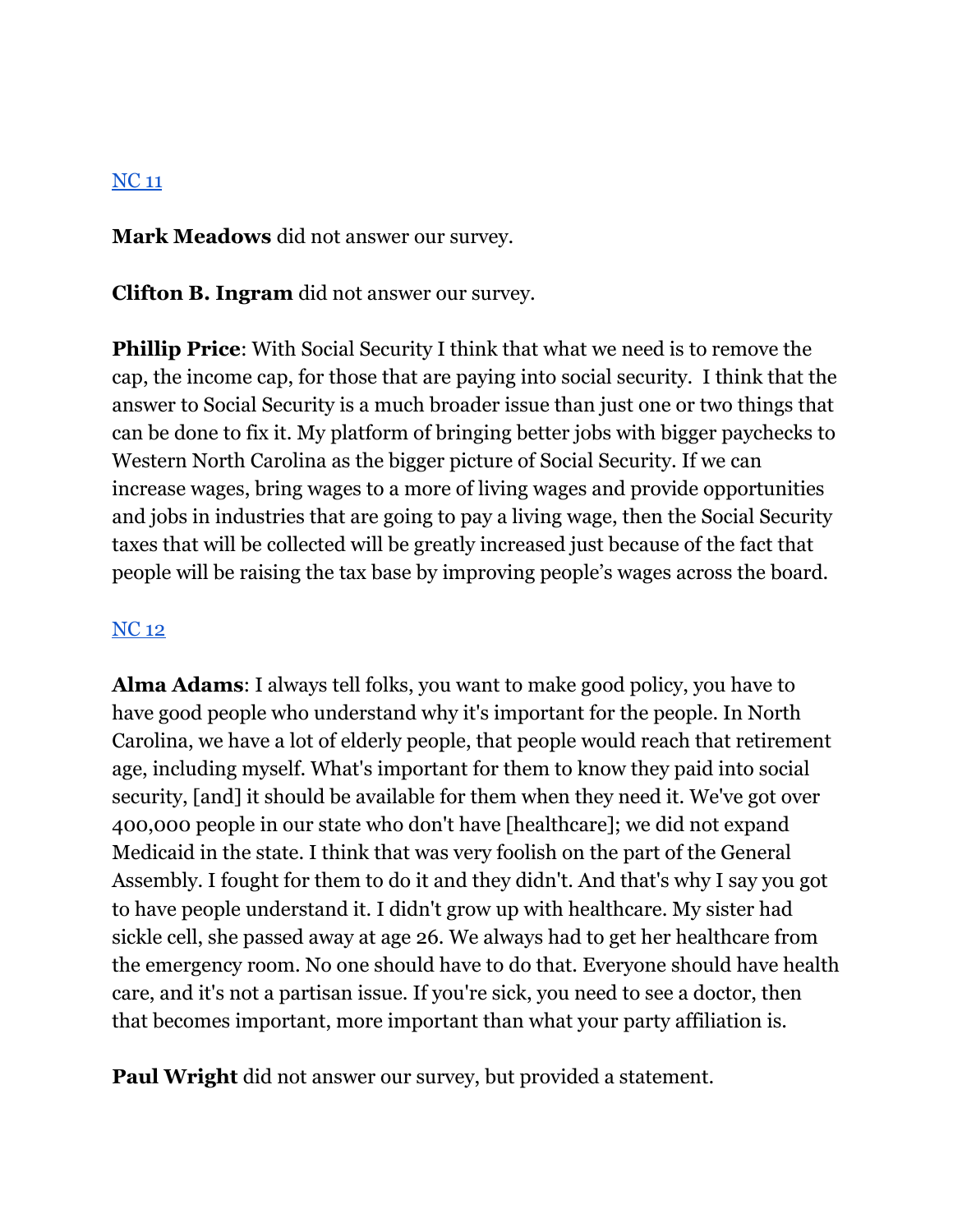[NC 11]()

**Mark Meadows** did not answer our survey.

**Clifton B. Ingram** did not answer our survey.

**Phillip Price**: With Social Security I think that what we need is to remove the cap, the income cap, for those that are paying into social security.  I think that the answer to Social Security is a much broader issue than just one or two things that can be done to fix it. My platform of bringing better jobs with bigger paychecks to Western North Carolina as the bigger picture of Social Security. If we can increase wages, bring wages to a more of living wages and provide opportunities and jobs in industries that are going to pay a living wage, then the Social Security taxes that will be collected will be greatly increased just because of the fact that people will be raising the tax base by improving people's wages across the board.

[NC 12]()

**Alma Adams**: I always tell folks, you want to make good policy, you have to have good people who understand why it's important for the people. In North Carolina, we have a lot of elderly people, that people would reach that retirement age, including myself. What's important for them to know they paid into social security, [and] it should be available for them when they need it. We've got over 400,000 people in our state who don't have [healthcare]; we did not expand Medicaid in the state. I think that was very foolish on the part of the General Assembly. I fought for them to do it and they didn't. And that's why I say you got to have people understand it. I didn't grow up with healthcare. My sister had sickle cell, she passed away at age 26. We always had to get her healthcare from the emergency room. No one should have to do that. Everyone should have health care, and it's not a partisan issue. If you're sick, you need to see a doctor, then that becomes important, more important than what your party affiliation is.

**Paul Wright** did not answer our survey, but provided a statement.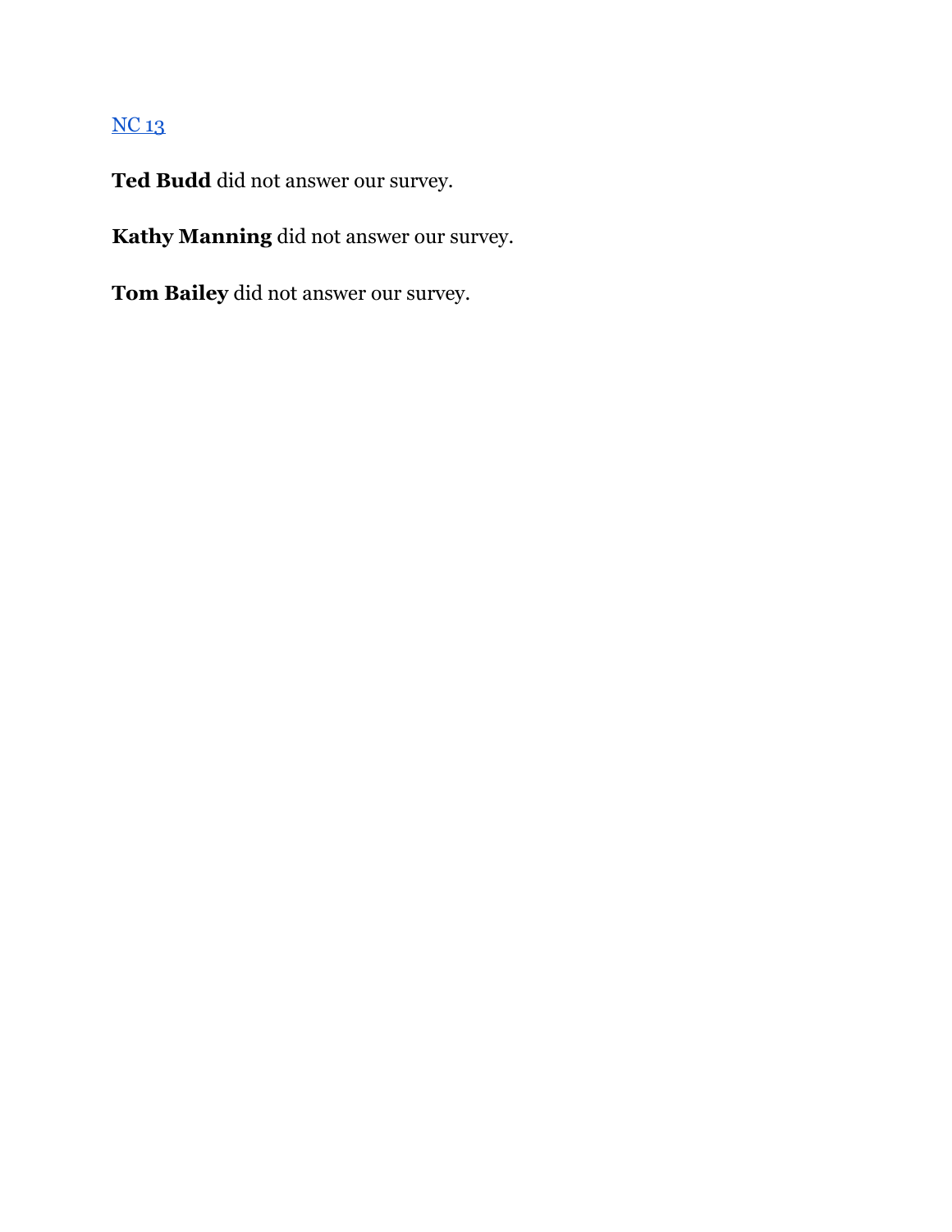[NC 13]

**Ted Budd** did not answer our survey.

**Kathy Manning** did not answer our survey.

**Tom Bailey** did not answer our survey.